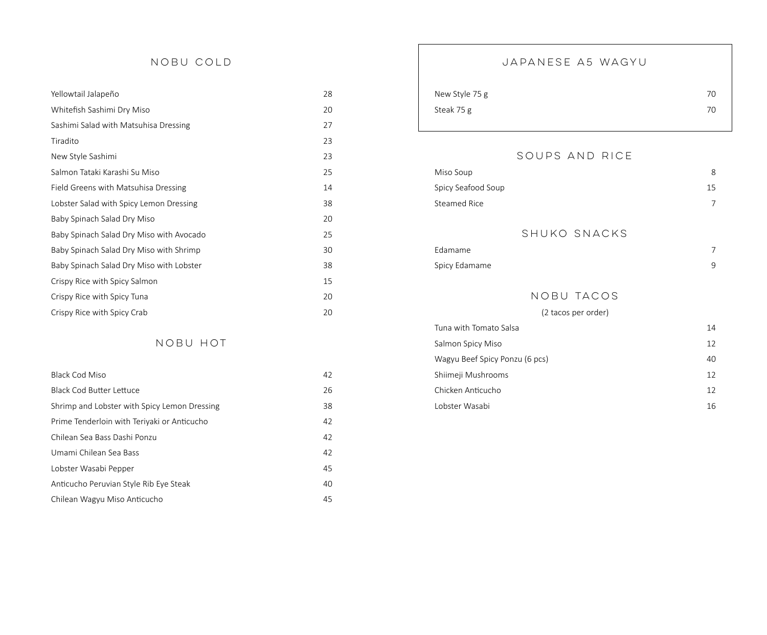## NOBU COLD

| Item | Price |
|---|---|
| Yellowtail Jalapeño | 28 |
| Whitefish Sashimi Dry Miso | 20 |
| Sashimi Salad with Matsuhisa Dressing | 27 |
| Tiradito | 23 |
| New Style Sashimi | 23 |
| Salmon Tataki Karashi Su Miso | 25 |
| Field Greens with Matsuhisa Dressing | 14 |
| Lobster Salad with Spicy Lemon Dressing | 38 |
| Baby Spinach Salad Dry Miso | 20 |
| Baby Spinach Salad Dry Miso with Avocado | 25 |
| Baby Spinach Salad Dry Miso with Shrimp | 30 |
| Baby Spinach Salad Dry Miso with Lobster | 38 |
| Crispy Rice with Spicy Salmon | 15 |
| Crispy Rice with Spicy Tuna | 20 |
| Crispy Rice with Spicy Crab | 20 |

## NOBU HOT

| Item | Price |
|---|---|
| Black Cod Miso | 42 |
| Black Cod Butter Lettuce | 26 |
| Shrimp and Lobster with Spicy Lemon Dressing | 38 |
| Prime Tenderloin with Teriyaki or Anticucho | 42 |
| Chilean Sea Bass Dashi Ponzu | 42 |
| Umami Chilean Sea Bass | 42 |
| Lobster Wasabi Pepper | 45 |
| Anticucho Peruvian Style Rib Eye Steak | 40 |
| Chilean Wagyu Miso Anticucho | 45 |

## JAPANESE A5 WAGYU

| Item | Price |
|---|---|
| New Style 75 g | 70 |
| Steak 75 g | 70 |

## SOUPS AND RICE

| Item | Price |
|---|---|
| Miso Soup | 8 |
| Spicy Seafood Soup | 15 |
| Steamed Rice | 7 |

## SHUKO SNACKS

| Item | Price |
|---|---|
| Edamame | 7 |
| Spicy Edamame | 9 |

## NOBU TACOS

(2 tacos per order)

| Item | Price |
|---|---|
| Tuna with Tomato Salsa | 14 |
| Salmon Spicy Miso | 12 |
| Wagyu Beef Spicy Ponzu (6 pcs) | 40 |
| Shiimeji Mushrooms | 12 |
| Chicken Anticucho | 12 |
| Lobster Wasabi | 16 |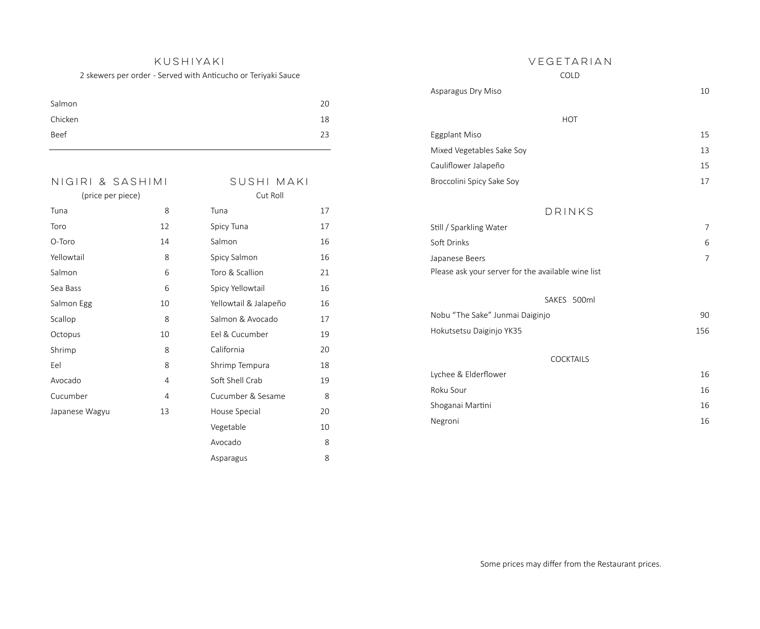## KUSHIYAKI

2 skewers per order - Served with Anticucho or Teriyaki Sauce

| | |
|---|---|
| Salmon | 20 |
| Chicken | 18 |
| Beef | 23 |

## NIGIRI & SASHIMI

(price per piece)

| | |
|---|---|
| Tuna | 8 |
| Toro | 12 |
| O-Toro | 14 |
| Yellowtail | 8 |
| Salmon | 6 |
| Sea Bass | 6 |
| Salmon Egg | 10 |
| Scallop | 8 |
| Octopus | 10 |
| Shrimp | 8 |
| Eel | 8 |
| Avocado | 4 |
| Cucumber | 4 |
| Japanese Wagyu | 13 |

## SUSHI MAKI

Cut Roll

| | |
|---|---|
| Tuna | 17 |
| Spicy Tuna | 17 |
| Salmon | 16 |
| Spicy Salmon | 16 |
| Toro & Scallion | 21 |
| Spicy Yellowtail | 16 |
| Yellowtail & Jalapeño | 16 |
| Salmon & Avocado | 17 |
| Eel & Cucumber | 19 |
| California | 20 |
| Shrimp Tempura | 18 |
| Soft Shell Crab | 19 |
| Cucumber & Sesame | 8 |
| House Special | 20 |
| Vegetable | 10 |
| Avocado | 8 |
| Asparagus | 8 |

## VEGETARIAN

### COLD

| | |
|---|---|
| Asparagus Dry Miso | 10 |

### HOT

| | |
|---|---|
| Eggplant Miso | 15 |
| Mixed Vegetables Sake Soy | 13 |
| Cauliflower Jalapeño | 15 |
| Broccolini Spicy Sake Soy | 17 |

## DRINKS

| | |
|---|---|
| Still / Sparkling Water | 7 |
| Soft Drinks | 6 |
| Japanese Beers | 7 |

Please ask your server for the available wine list

### SAKES 500ml

| | |
|---|---|
| Nobu "The Sake" Junmai Daiginjo | 90 |
| Hokutsetsu Daiginjo YK35 | 156 |

### COCKTAILS

| | |
|---|---|
| Lychee & Elderflower | 16 |
| Roku Sour | 16 |
| Shoganai Martini | 16 |
| Negroni | 16 |

Some prices may differ from the Restaurant prices.